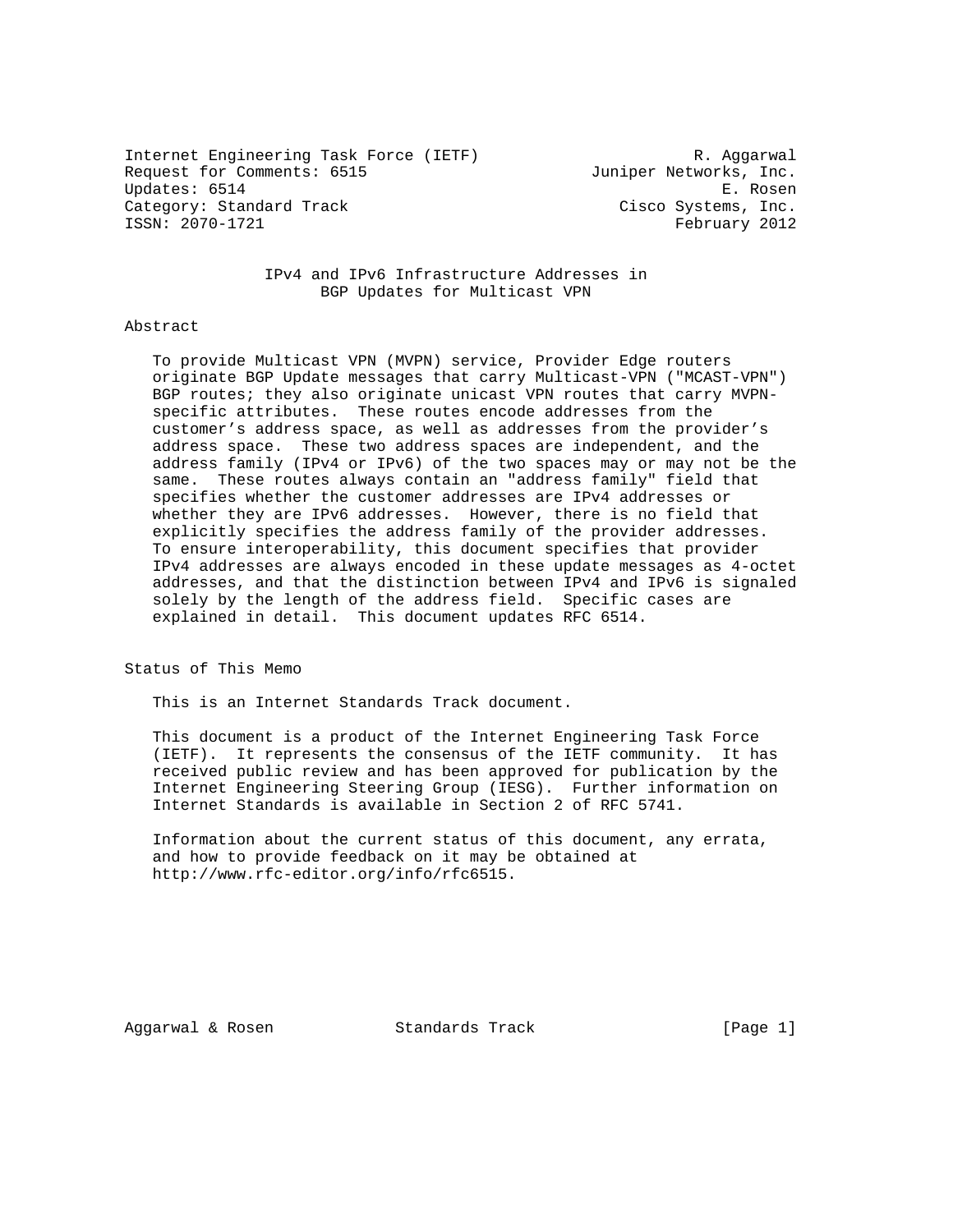Internet Engineering Task Force (IETF) R. Aggarwal
Request for Comments: 6515 Juniper Networks, Inc.
Updates: 6514 E. Rosen
Category: Standard Track Cisco Systems, Inc.
ISSN: 2070-1721 February 2012

# IPv4 and IPv6 Infrastructure Addresses in BGP Updates for Multicast VPN

## Abstract

To provide Multicast VPN (MVPN) service, Provider Edge routers originate BGP Update messages that carry Multicast-VPN ("MCAST-VPN") BGP routes; they also originate unicast VPN routes that carry MVPN-specific attributes. These routes encode addresses from the customer's address space, as well as addresses from the provider's address space. These two address spaces are independent, and the address family (IPv4 or IPv6) of the two spaces may or may not be the same. These routes always contain an "address family" field that specifies whether the customer addresses are IPv4 addresses or whether they are IPv6 addresses. However, there is no field that explicitly specifies the address family of the provider addresses. To ensure interoperability, this document specifies that provider IPv4 addresses are always encoded in these update messages as 4-octet addresses, and that the distinction between IPv4 and IPv6 is signaled solely by the length of the address field. Specific cases are explained in detail. This document updates RFC 6514.

## Status of This Memo

This is an Internet Standards Track document.

This document is a product of the Internet Engineering Task Force (IETF). It represents the consensus of the IETF community. It has received public review and has been approved for publication by the Internet Engineering Steering Group (IESG). Further information on Internet Standards is available in Section 2 of RFC 5741.

Information about the current status of this document, any errata, and how to provide feedback on it may be obtained at http://www.rfc-editor.org/info/rfc6515.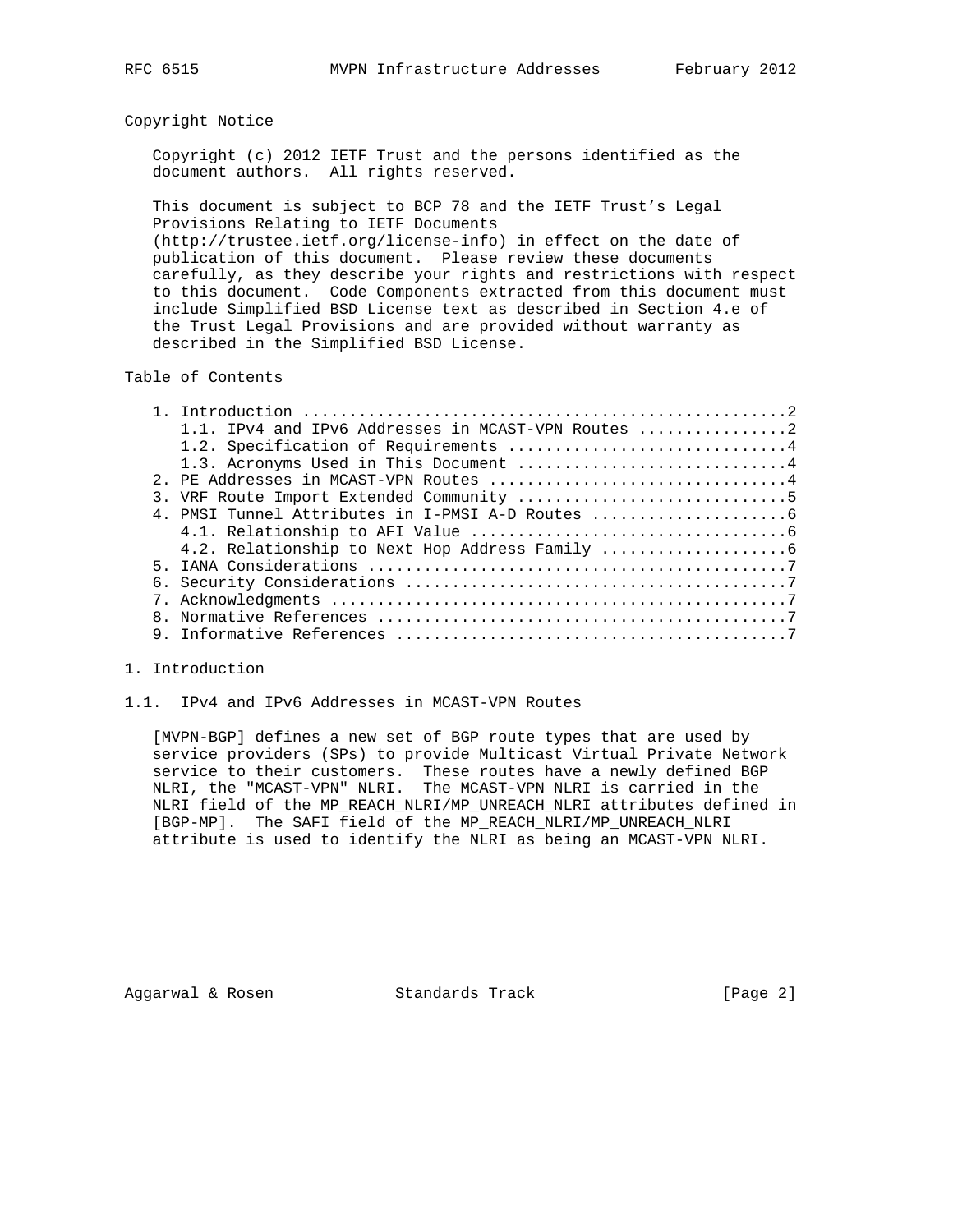## Copyright Notice

Copyright (c) 2012 IETF Trust and the persons identified as the document authors. All rights reserved.

This document is subject to BCP 78 and the IETF Trust's Legal Provisions Relating to IETF Documents (http://trustee.ietf.org/license-info) in effect on the date of publication of this document. Please review these documents carefully, as they describe your rights and restrictions with respect to this document. Code Components extracted from this document must include Simplified BSD License text as described in Section 4.e of the Trust Legal Provisions and are provided without warranty as described in the Simplified BSD License.

## Table of Contents

```
   1. Introduction ....................................................2
      1.1. IPv4 and IPv6 Addresses in MCAST-VPN Routes ................2
      1.2. Specification of Requirements ..............................4
      1.3. Acronyms Used in This Document .............................4
   2. PE Addresses in MCAST-VPN Routes ................................4
   3. VRF Route Import Extended Community .............................5
   4. PMSI Tunnel Attributes in I-PMSI A-D Routes .....................6
      4.1. Relationship to AFI Value ..................................6
      4.2. Relationship to Next Hop Address Family ....................6
   5. IANA Considerations .............................................7
   6. Security Considerations .........................................7
   7. Acknowledgments .................................................7
   8. Normative References ............................................7
   9. Informative References ..........................................7
```

## 1. Introduction

### 1.1. IPv4 and IPv6 Addresses in MCAST-VPN Routes

[MVPN-BGP] defines a new set of BGP route types that are used by service providers (SPs) to provide Multicast Virtual Private Network service to their customers. These routes have a newly defined BGP NLRI, the "MCAST-VPN" NLRI. The MCAST-VPN NLRI is carried in the NLRI field of the MP_REACH_NLRI/MP_UNREACH_NLRI attributes defined in [BGP-MP]. The SAFI field of the MP_REACH_NLRI/MP_UNREACH_NLRI attribute is used to identify the NLRI as being an MCAST-VPN NLRI.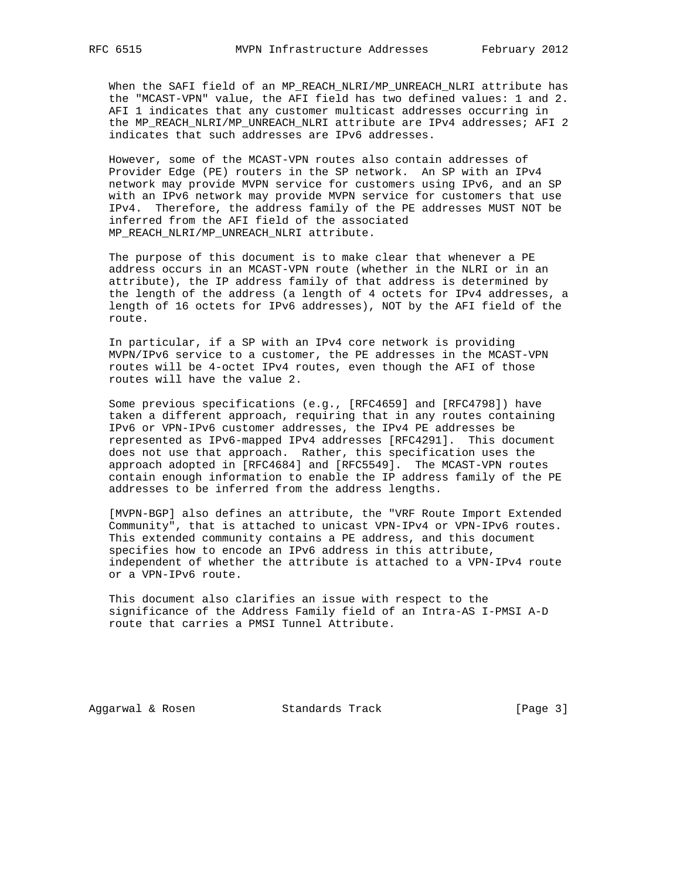When the SAFI field of an MP_REACH_NLRI/MP_UNREACH_NLRI attribute has the "MCAST-VPN" value, the AFI field has two defined values: 1 and 2. AFI 1 indicates that any customer multicast addresses occurring in the MP_REACH_NLRI/MP_UNREACH_NLRI attribute are IPv4 addresses; AFI 2 indicates that such addresses are IPv6 addresses.

However, some of the MCAST-VPN routes also contain addresses of Provider Edge (PE) routers in the SP network. An SP with an IPv4 network may provide MVPN service for customers using IPv6, and an SP with an IPv6 network may provide MVPN service for customers that use IPv4. Therefore, the address family of the PE addresses MUST NOT be inferred from the AFI field of the associated MP_REACH_NLRI/MP_UNREACH_NLRI attribute.

The purpose of this document is to make clear that whenever a PE address occurs in an MCAST-VPN route (whether in the NLRI or in an attribute), the IP address family of that address is determined by the length of the address (a length of 4 octets for IPv4 addresses, a length of 16 octets for IPv6 addresses), NOT by the AFI field of the route.

In particular, if a SP with an IPv4 core network is providing MVPN/IPv6 service to a customer, the PE addresses in the MCAST-VPN routes will be 4-octet IPv4 routes, even though the AFI of those routes will have the value 2.

Some previous specifications (e.g., [RFC4659] and [RFC4798]) have taken a different approach, requiring that in any routes containing IPv6 or VPN-IPv6 customer addresses, the IPv4 PE addresses be represented as IPv6-mapped IPv4 addresses [RFC4291]. This document does not use that approach. Rather, this specification uses the approach adopted in [RFC4684] and [RFC5549]. The MCAST-VPN routes contain enough information to enable the IP address family of the PE addresses to be inferred from the address lengths.

[MVPN-BGP] also defines an attribute, the "VRF Route Import Extended Community", that is attached to unicast VPN-IPv4 or VPN-IPv6 routes. This extended community contains a PE address, and this document specifies how to encode an IPv6 address in this attribute, independent of whether the attribute is attached to a VPN-IPv4 route or a VPN-IPv6 route.

This document also clarifies an issue with respect to the significance of the Address Family field of an Intra-AS I-PMSI A-D route that carries a PMSI Tunnel Attribute.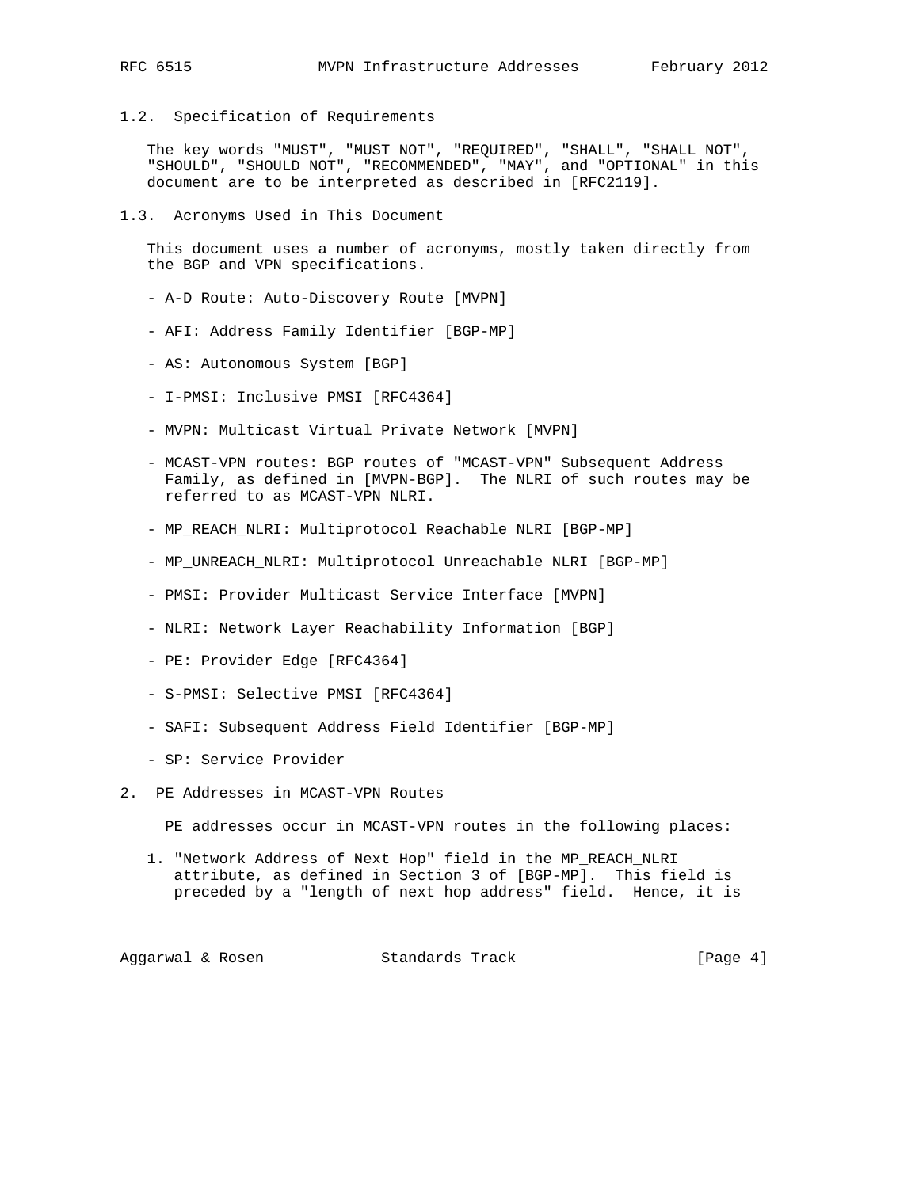### 1.2. Specification of Requirements

The key words "MUST", "MUST NOT", "REQUIRED", "SHALL", "SHALL NOT", "SHOULD", "SHOULD NOT", "RECOMMENDED", "MAY", and "OPTIONAL" in this document are to be interpreted as described in [RFC2119].

### 1.3. Acronyms Used in This Document

This document uses a number of acronyms, mostly taken directly from the BGP and VPN specifications.

- A-D Route: Auto-Discovery Route [MVPN]
- AFI: Address Family Identifier [BGP-MP]
- AS: Autonomous System [BGP]
- I-PMSI: Inclusive PMSI [RFC4364]
- MVPN: Multicast Virtual Private Network [MVPN]
- MCAST-VPN routes: BGP routes of "MCAST-VPN" Subsequent Address Family, as defined in [MVPN-BGP]. The NLRI of such routes may be referred to as MCAST-VPN NLRI.
- MP_REACH_NLRI: Multiprotocol Reachable NLRI [BGP-MP]
- MP_UNREACH_NLRI: Multiprotocol Unreachable NLRI [BGP-MP]
- PMSI: Provider Multicast Service Interface [MVPN]
- NLRI: Network Layer Reachability Information [BGP]
- PE: Provider Edge [RFC4364]
- S-PMSI: Selective PMSI [RFC4364]
- SAFI: Subsequent Address Field Identifier [BGP-MP]
- SP: Service Provider

## 2. PE Addresses in MCAST-VPN Routes

PE addresses occur in MCAST-VPN routes in the following places:

1. "Network Address of Next Hop" field in the MP_REACH_NLRI attribute, as defined in Section 3 of [BGP-MP]. This field is preceded by a "length of next hop address" field. Hence, it is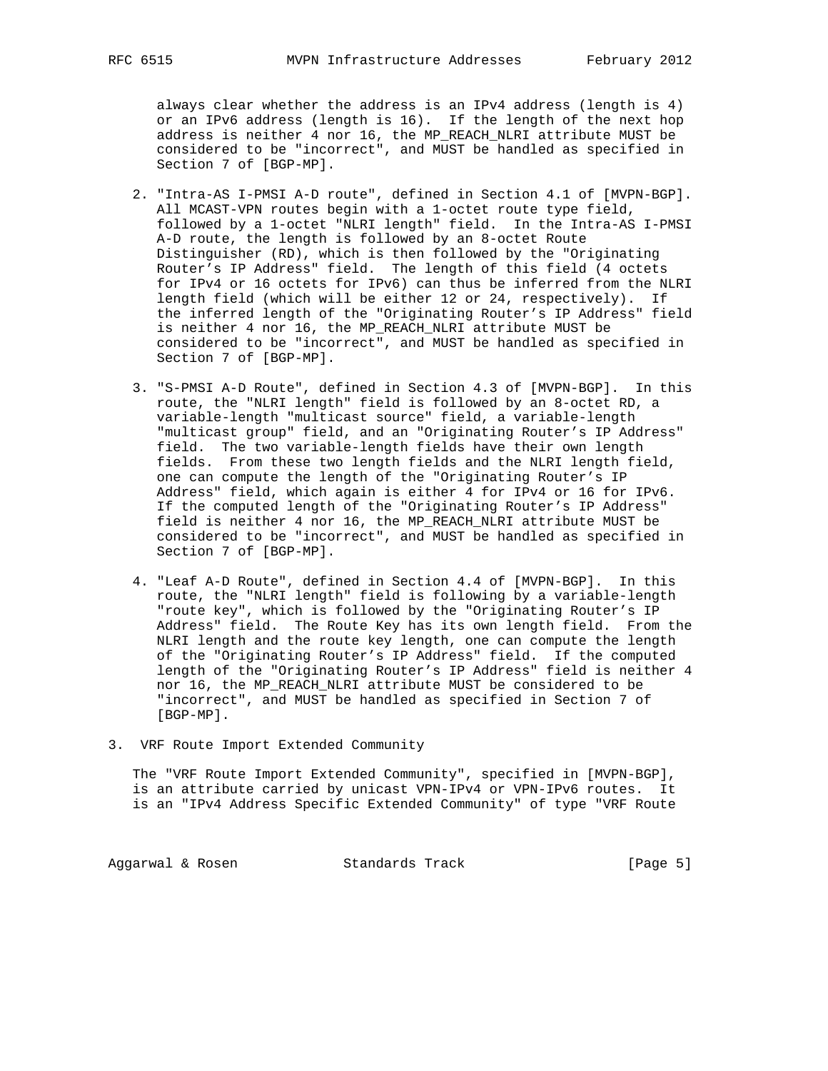always clear whether the address is an IPv4 address (length is 4) or an IPv6 address (length is 16). If the length of the next hop address is neither 4 nor 16, the MP_REACH_NLRI attribute MUST be considered to be "incorrect", and MUST be handled as specified in Section 7 of [BGP-MP].

2. "Intra-AS I-PMSI A-D route", defined in Section 4.1 of [MVPN-BGP]. All MCAST-VPN routes begin with a 1-octet route type field, followed by a 1-octet "NLRI length" field. In the Intra-AS I-PMSI A-D route, the length is followed by an 8-octet Route Distinguisher (RD), which is then followed by the "Originating Router's IP Address" field. The length of this field (4 octets for IPv4 or 16 octets for IPv6) can thus be inferred from the NLRI length field (which will be either 12 or 24, respectively). If the inferred length of the "Originating Router's IP Address" field is neither 4 nor 16, the MP_REACH_NLRI attribute MUST be considered to be "incorrect", and MUST be handled as specified in Section 7 of [BGP-MP].

3. "S-PMSI A-D Route", defined in Section 4.3 of [MVPN-BGP]. In this route, the "NLRI length" field is followed by an 8-octet RD, a variable-length "multicast source" field, a variable-length "multicast group" field, and an "Originating Router's IP Address" field. The two variable-length fields have their own length fields. From these two length fields and the NLRI length field, one can compute the length of the "Originating Router's IP Address" field, which again is either 4 for IPv4 or 16 for IPv6. If the computed length of the "Originating Router's IP Address" field is neither 4 nor 16, the MP_REACH_NLRI attribute MUST be considered to be "incorrect", and MUST be handled as specified in Section 7 of [BGP-MP].

4. "Leaf A-D Route", defined in Section 4.4 of [MVPN-BGP]. In this route, the "NLRI length" field is following by a variable-length "route key", which is followed by the "Originating Router's IP Address" field. The Route Key has its own length field. From the NLRI length and the route key length, one can compute the length of the "Originating Router's IP Address" field. If the computed length of the "Originating Router's IP Address" field is neither 4 nor 16, the MP_REACH_NLRI attribute MUST be considered to be "incorrect", and MUST be handled as specified in Section 7 of [BGP-MP].

## 3. VRF Route Import Extended Community

The "VRF Route Import Extended Community", specified in [MVPN-BGP], is an attribute carried by unicast VPN-IPv4 or VPN-IPv6 routes. It is an "IPv4 Address Specific Extended Community" of type "VRF Route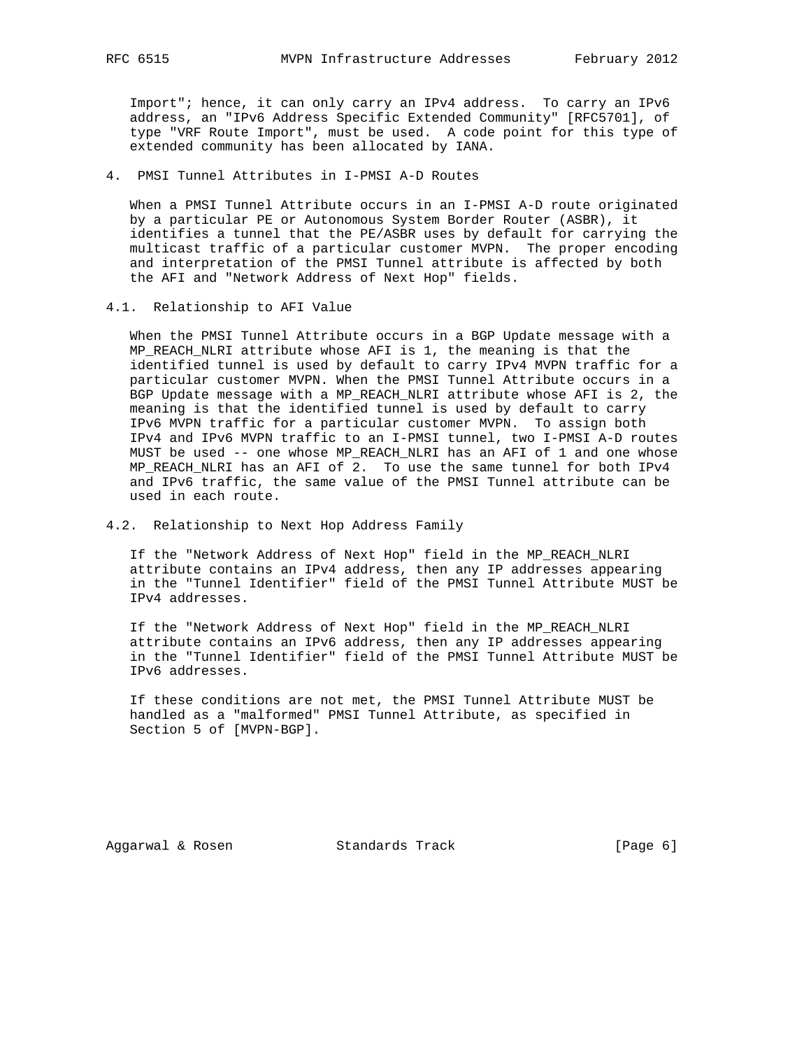Import"; hence, it can only carry an IPv4 address. To carry an IPv6 address, an "IPv6 Address Specific Extended Community" [RFC5701], of type "VRF Route Import", must be used. A code point for this type of extended community has been allocated by IANA.

## 4. PMSI Tunnel Attributes in I-PMSI A-D Routes

When a PMSI Tunnel Attribute occurs in an I-PMSI A-D route originated by a particular PE or Autonomous System Border Router (ASBR), it identifies a tunnel that the PE/ASBR uses by default for carrying the multicast traffic of a particular customer MVPN. The proper encoding and interpretation of the PMSI Tunnel attribute is affected by both the AFI and "Network Address of Next Hop" fields.

### 4.1. Relationship to AFI Value

When the PMSI Tunnel Attribute occurs in a BGP Update message with a MP_REACH_NLRI attribute whose AFI is 1, the meaning is that the identified tunnel is used by default to carry IPv4 MVPN traffic for a particular customer MVPN. When the PMSI Tunnel Attribute occurs in a BGP Update message with a MP_REACH_NLRI attribute whose AFI is 2, the meaning is that the identified tunnel is used by default to carry IPv6 MVPN traffic for a particular customer MVPN. To assign both IPv4 and IPv6 MVPN traffic to an I-PMSI tunnel, two I-PMSI A-D routes MUST be used -- one whose MP_REACH_NLRI has an AFI of 1 and one whose MP_REACH_NLRI has an AFI of 2. To use the same tunnel for both IPv4 and IPv6 traffic, the same value of the PMSI Tunnel attribute can be used in each route.

### 4.2. Relationship to Next Hop Address Family

If the "Network Address of Next Hop" field in the MP_REACH_NLRI attribute contains an IPv4 address, then any IP addresses appearing in the "Tunnel Identifier" field of the PMSI Tunnel Attribute MUST be IPv4 addresses.

If the "Network Address of Next Hop" field in the MP_REACH_NLRI attribute contains an IPv6 address, then any IP addresses appearing in the "Tunnel Identifier" field of the PMSI Tunnel Attribute MUST be IPv6 addresses.

If these conditions are not met, the PMSI Tunnel Attribute MUST be handled as a "malformed" PMSI Tunnel Attribute, as specified in Section 5 of [MVPN-BGP].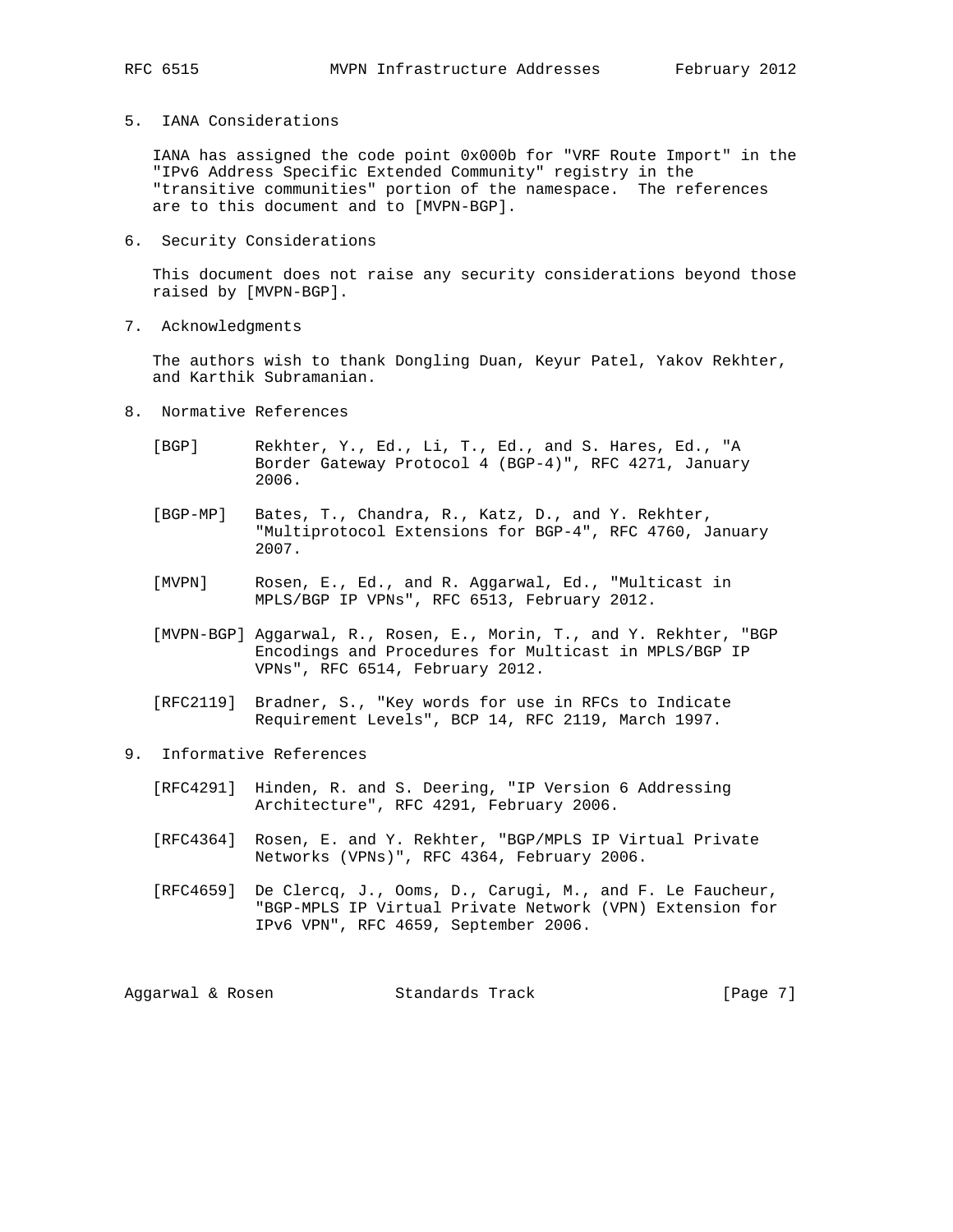## 5. IANA Considerations

IANA has assigned the code point 0x000b for "VRF Route Import" in the "IPv6 Address Specific Extended Community" registry in the "transitive communities" portion of the namespace. The references are to this document and to [MVPN-BGP].

## 6. Security Considerations

This document does not raise any security considerations beyond those raised by [MVPN-BGP].

## 7. Acknowledgments

The authors wish to thank Dongling Duan, Keyur Patel, Yakov Rekhter, and Karthik Subramanian.

## 8. Normative References

[BGP] Rekhter, Y., Ed., Li, T., Ed., and S. Hares, Ed., "A Border Gateway Protocol 4 (BGP-4)", RFC 4271, January 2006.

[BGP-MP] Bates, T., Chandra, R., Katz, D., and Y. Rekhter, "Multiprotocol Extensions for BGP-4", RFC 4760, January 2007.

[MVPN] Rosen, E., Ed., and R. Aggarwal, Ed., "Multicast in MPLS/BGP IP VPNs", RFC 6513, February 2012.

[MVPN-BGP] Aggarwal, R., Rosen, E., Morin, T., and Y. Rekhter, "BGP Encodings and Procedures for Multicast in MPLS/BGP IP VPNs", RFC 6514, February 2012.

[RFC2119] Bradner, S., "Key words for use in RFCs to Indicate Requirement Levels", BCP 14, RFC 2119, March 1997.

## 9. Informative References

[RFC4291] Hinden, R. and S. Deering, "IP Version 6 Addressing Architecture", RFC 4291, February 2006.

[RFC4364] Rosen, E. and Y. Rekhter, "BGP/MPLS IP Virtual Private Networks (VPNs)", RFC 4364, February 2006.

[RFC4659] De Clercq, J., Ooms, D., Carugi, M., and F. Le Faucheur, "BGP-MPLS IP Virtual Private Network (VPN) Extension for IPv6 VPN", RFC 4659, September 2006.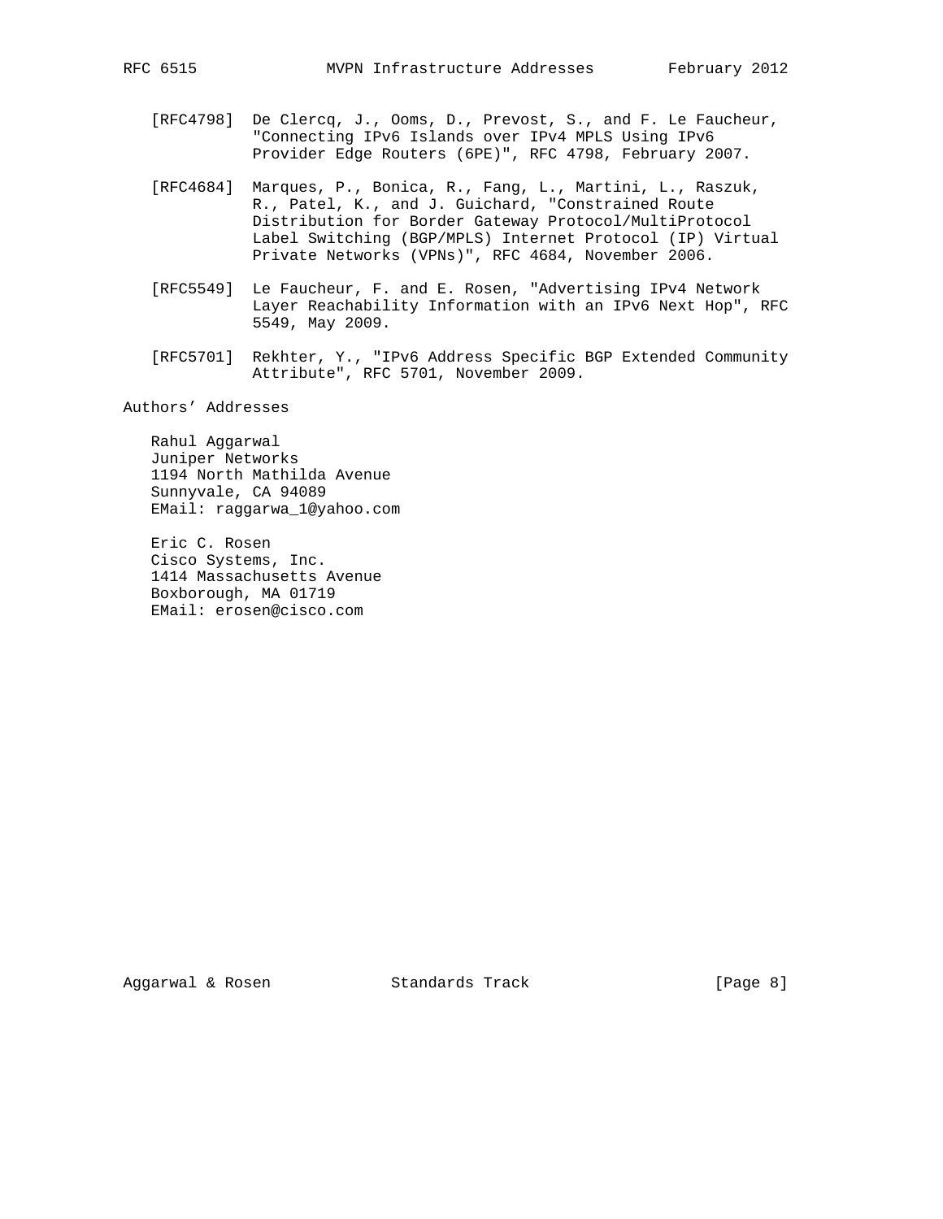[RFC4798] De Clercq, J., Ooms, D., Prevost, S., and F. Le Faucheur, "Connecting IPv6 Islands over IPv4 MPLS Using IPv6 Provider Edge Routers (6PE)", RFC 4798, February 2007.

[RFC4684] Marques, P., Bonica, R., Fang, L., Martini, L., Raszuk, R., Patel, K., and J. Guichard, "Constrained Route Distribution for Border Gateway Protocol/MultiProtocol Label Switching (BGP/MPLS) Internet Protocol (IP) Virtual Private Networks (VPNs)", RFC 4684, November 2006.

[RFC5549] Le Faucheur, F. and E. Rosen, "Advertising IPv4 Network Layer Reachability Information with an IPv6 Next Hop", RFC 5549, May 2009.

[RFC5701] Rekhter, Y., "IPv6 Address Specific BGP Extended Community Attribute", RFC 5701, November 2009.

## Authors' Addresses

Rahul Aggarwal
Juniper Networks
1194 North Mathilda Avenue
Sunnyvale, CA 94089
EMail: raggarwa_1@yahoo.com

Eric C. Rosen
Cisco Systems, Inc.
1414 Massachusetts Avenue
Boxborough, MA 01719
EMail: erosen@cisco.com